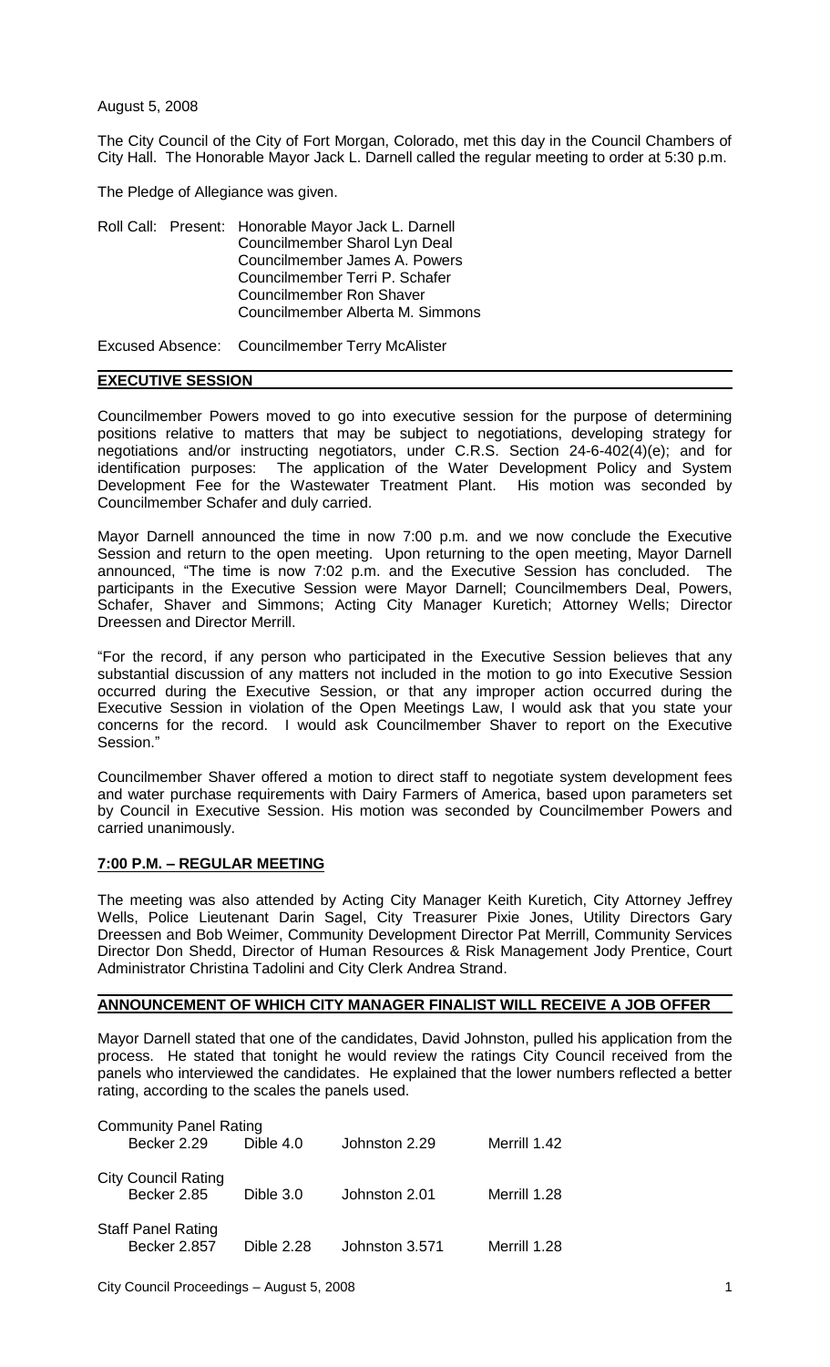August 5, 2008

The City Council of the City of Fort Morgan, Colorado, met this day in the Council Chambers of City Hall. The Honorable Mayor Jack L. Darnell called the regular meeting to order at 5:30 p.m.

The Pledge of Allegiance was given.

Roll Call: Present: Honorable Mayor Jack L. Darnell
Councilmember Sharol Lyn Deal
Councilmember James A. Powers
Councilmember Terri P. Schafer
Councilmember Ron Shaver
Councilmember Alberta M. Simmons

Excused Absence: Councilmember Terry McAlister

## EXECUTIVE SESSION

Councilmember Powers moved to go into executive session for the purpose of determining positions relative to matters that may be subject to negotiations, developing strategy for negotiations and/or instructing negotiators, under C.R.S. Section 24-6-402(4)(e); and for identification purposes: The application of the Water Development Policy and System Development Fee for the Wastewater Treatment Plant. His motion was seconded by Councilmember Schafer and duly carried.

Mayor Darnell announced the time in now 7:00 p.m. and we now conclude the Executive Session and return to the open meeting. Upon returning to the open meeting, Mayor Darnell announced, "The time is now 7:02 p.m. and the Executive Session has concluded. The participants in the Executive Session were Mayor Darnell; Councilmembers Deal, Powers, Schafer, Shaver and Simmons; Acting City Manager Kuretich; Attorney Wells; Director Dreessen and Director Merrill.

"For the record, if any person who participated in the Executive Session believes that any substantial discussion of any matters not included in the motion to go into Executive Session occurred during the Executive Session, or that any improper action occurred during the Executive Session in violation of the Open Meetings Law, I would ask that you state your concerns for the record. I would ask Councilmember Shaver to report on the Executive Session."

Councilmember Shaver offered a motion to direct staff to negotiate system development fees and water purchase requirements with Dairy Farmers of America, based upon parameters set by Council in Executive Session. His motion was seconded by Councilmember Powers and carried unanimously.

## 7:00 P.M. – REGULAR MEETING

The meeting was also attended by Acting City Manager Keith Kuretich, City Attorney Jeffrey Wells, Police Lieutenant Darin Sagel, City Treasurer Pixie Jones, Utility Directors Gary Dreessen and Bob Weimer, Community Development Director Pat Merrill, Community Services Director Don Shedd, Director of Human Resources & Risk Management Jody Prentice, Court Administrator Christina Tadolini and City Clerk Andrea Strand.

## ANNOUNCEMENT OF WHICH CITY MANAGER FINALIST WILL RECEIVE A JOB OFFER

Mayor Darnell stated that one of the candidates, David Johnston, pulled his application from the process. He stated that tonight he would review the ratings City Council received from the panels who interviewed the candidates. He explained that the lower numbers reflected a better rating, according to the scales the panels used.

| | | | | |
|---|---|---|---|---|
| Community Panel Rating | Becker 2.29 | Dible 4.0 | Johnston 2.29 | Merrill 1.42 |
| City Council Rating | Becker 2.85 | Dible 3.0 | Johnston 2.01 | Merrill 1.28 |
| Staff Panel Rating | Becker 2.857 | Dible 2.28 | Johnston 3.571 | Merrill 1.28 |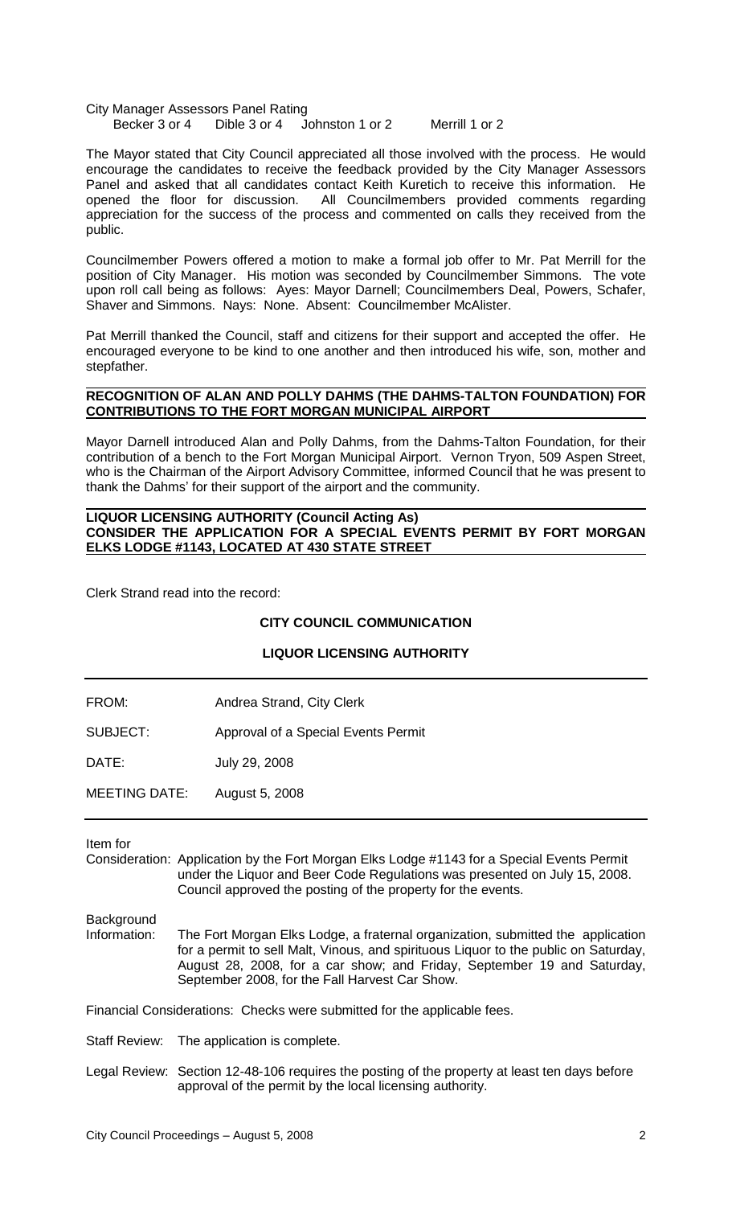City Manager Assessors Panel Rating
Becker 3 or 4 Dible 3 or 4 Johnston 1 or 2 Merrill 1 or 2

The Mayor stated that City Council appreciated all those involved with the process. He would encourage the candidates to receive the feedback provided by the City Manager Assessors Panel and asked that all candidates contact Keith Kuretich to receive this information. He opened the floor for discussion. All Councilmembers provided comments regarding appreciation for the success of the process and commented on calls they received from the public.

Councilmember Powers offered a motion to make a formal job offer to Mr. Pat Merrill for the position of City Manager. His motion was seconded by Councilmember Simmons. The vote upon roll call being as follows: Ayes: Mayor Darnell; Councilmembers Deal, Powers, Schafer, Shaver and Simmons. Nays: None. Absent: Councilmember McAlister.

Pat Merrill thanked the Council, staff and citizens for their support and accepted the offer. He encouraged everyone to be kind to one another and then introduced his wife, son, mother and stepfather.

**RECOGNITION OF ALAN AND POLLY DAHMS (THE DAHMS-TALTON FOUNDATION) FOR CONTRIBUTIONS TO THE FORT MORGAN MUNICIPAL AIRPORT**

Mayor Darnell introduced Alan and Polly Dahms, from the Dahms-Talton Foundation, for their contribution of a bench to the Fort Morgan Municipal Airport. Vernon Tryon, 509 Aspen Street, who is the Chairman of the Airport Advisory Committee, informed Council that he was present to thank the Dahms' for their support of the airport and the community.

**LIQUOR LICENSING AUTHORITY (Council Acting As)**
**CONSIDER THE APPLICATION FOR A SPECIAL EVENTS PERMIT BY FORT MORGAN ELKS LODGE #1143, LOCATED AT 430 STATE STREET**

Clerk Strand read into the record:

**CITY COUNCIL COMMUNICATION**

**LIQUOR LICENSING AUTHORITY**

FROM: Andrea Strand, City Clerk

SUBJECT: Approval of a Special Events Permit

DATE: July 29, 2008

MEETING DATE: August 5, 2008

Item for Consideration: Application by the Fort Morgan Elks Lodge #1143 for a Special Events Permit under the Liquor and Beer Code Regulations was presented on July 15, 2008. Council approved the posting of the property for the events.

Background Information: The Fort Morgan Elks Lodge, a fraternal organization, submitted the application for a permit to sell Malt, Vinous, and spirituous Liquor to the public on Saturday, August 28, 2008, for a car show; and Friday, September 19 and Saturday, September 2008, for the Fall Harvest Car Show.

Financial Considerations: Checks were submitted for the applicable fees.

Staff Review: The application is complete.

Legal Review: Section 12-48-106 requires the posting of the property at least ten days before approval of the permit by the local licensing authority.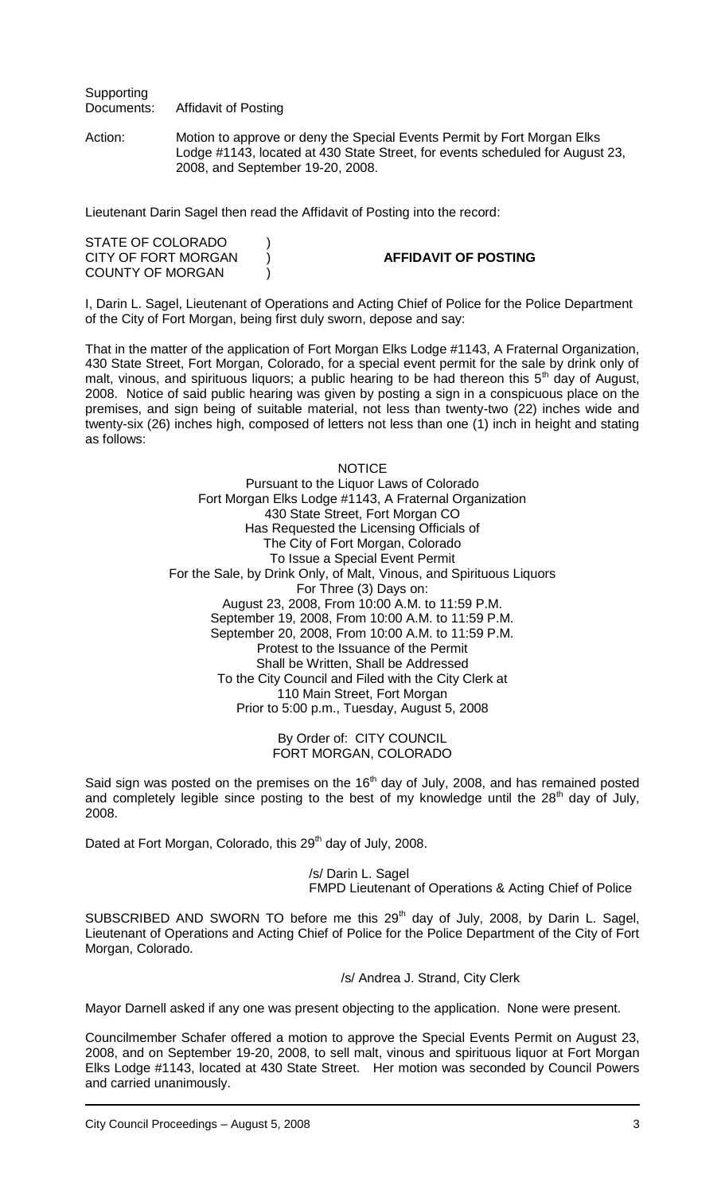Supporting Documents: Affidavit of Posting

Action: Motion to approve or deny the Special Events Permit by Fort Morgan Elks Lodge #1143, located at 430 State Street, for events scheduled for August 23, 2008, and September 19-20, 2008.

Lieutenant Darin Sagel then read the Affidavit of Posting into the record:

STATE OF COLORADO )
CITY OF FORT MORGAN ) **AFFIDAVIT OF POSTING**
COUNTY OF MORGAN )

I, Darin L. Sagel, Lieutenant of Operations and Acting Chief of Police for the Police Department of the City of Fort Morgan, being first duly sworn, depose and say:

That in the matter of the application of Fort Morgan Elks Lodge #1143, A Fraternal Organization, 430 State Street, Fort Morgan, Colorado, for a special event permit for the sale by drink only of malt, vinous, and spirituous liquors; a public hearing to be had thereon this 5th day of August, 2008. Notice of said public hearing was given by posting a sign in a conspicuous place on the premises, and sign being of suitable material, not less than twenty-two (22) inches wide and twenty-six (26) inches high, composed of letters not less than one (1) inch in height and stating as follows:

NOTICE
Pursuant to the Liquor Laws of Colorado
Fort Morgan Elks Lodge #1143, A Fraternal Organization
430 State Street, Fort Morgan CO
Has Requested the Licensing Officials of
The City of Fort Morgan, Colorado
To Issue a Special Event Permit
For the Sale, by Drink Only, of Malt, Vinous, and Spirituous Liquors
For Three (3) Days on:
August 23, 2008, From 10:00 A.M. to 11:59 P.M.
September 19, 2008, From 10:00 A.M. to 11:59 P.M.
September 20, 2008, From 10:00 A.M. to 11:59 P.M.
Protest to the Issuance of the Permit
Shall be Written, Shall be Addressed
To the City Council and Filed with the City Clerk at
110 Main Street, Fort Morgan
Prior to 5:00 p.m., Tuesday, August 5, 2008

By Order of: CITY COUNCIL
FORT MORGAN, COLORADO

Said sign was posted on the premises on the 16th day of July, 2008, and has remained posted and completely legible since posting to the best of my knowledge until the 28th day of July, 2008.

Dated at Fort Morgan, Colorado, this 29th day of July, 2008.

/s/ Darin L. Sagel
FMPD Lieutenant of Operations & Acting Chief of Police

SUBSCRIBED AND SWORN TO before me this 29th day of July, 2008, by Darin L. Sagel, Lieutenant of Operations and Acting Chief of Police for the Police Department of the City of Fort Morgan, Colorado.

/s/ Andrea J. Strand, City Clerk

Mayor Darnell asked if any one was present objecting to the application. None were present.

Councilmember Schafer offered a motion to approve the Special Events Permit on August 23, 2008, and on September 19-20, 2008, to sell malt, vinous and spirituous liquor at Fort Morgan Elks Lodge #1143, located at 430 State Street. Her motion was seconded by Council Powers and carried unanimously.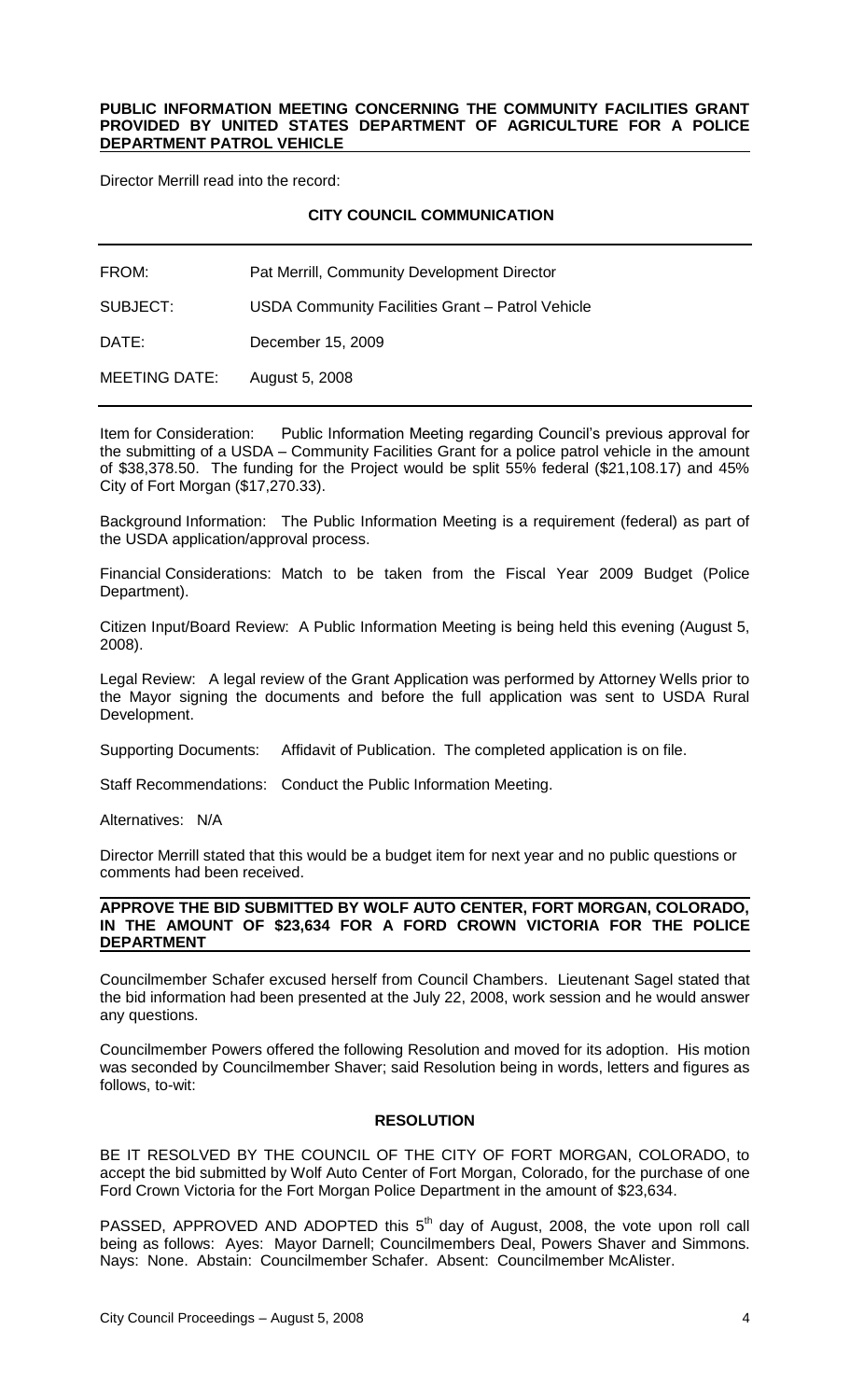## PUBLIC INFORMATION MEETING CONCERNING THE COMMUNITY FACILITIES GRANT PROVIDED BY UNITED STATES DEPARTMENT OF AGRICULTURE FOR A POLICE DEPARTMENT PATROL VEHICLE

Director Merrill read into the record:

### CITY COUNCIL COMMUNICATION

| | |
|---|---|
| FROM: | Pat Merrill, Community Development Director |
| SUBJECT: | USDA Community Facilities Grant – Patrol Vehicle |
| DATE: | December 15, 2009 |
| MEETING DATE: | August 5, 2008 |

Item for Consideration: Public Information Meeting regarding Council's previous approval for the submitting of a USDA – Community Facilities Grant for a police patrol vehicle in the amount of $38,378.50. The funding for the Project would be split 55% federal ($21,108.17) and 45% City of Fort Morgan ($17,270.33).

Background Information: The Public Information Meeting is a requirement (federal) as part of the USDA application/approval process.

Financial Considerations: Match to be taken from the Fiscal Year 2009 Budget (Police Department).

Citizen Input/Board Review: A Public Information Meeting is being held this evening (August 5, 2008).

Legal Review: A legal review of the Grant Application was performed by Attorney Wells prior to the Mayor signing the documents and before the full application was sent to USDA Rural Development.

Supporting Documents: Affidavit of Publication. The completed application is on file.

Staff Recommendations: Conduct the Public Information Meeting.

Alternatives: N/A

Director Merrill stated that this would be a budget item for next year and no public questions or comments had been received.

## APPROVE THE BID SUBMITTED BY WOLF AUTO CENTER, FORT MORGAN, COLORADO, IN THE AMOUNT OF $23,634 FOR A FORD CROWN VICTORIA FOR THE POLICE DEPARTMENT

Councilmember Schafer excused herself from Council Chambers. Lieutenant Sagel stated that the bid information had been presented at the July 22, 2008, work session and he would answer any questions.

Councilmember Powers offered the following Resolution and moved for its adoption. His motion was seconded by Councilmember Shaver; said Resolution being in words, letters and figures as follows, to-wit:

### RESOLUTION

BE IT RESOLVED BY THE COUNCIL OF THE CITY OF FORT MORGAN, COLORADO, to accept the bid submitted by Wolf Auto Center of Fort Morgan, Colorado, for the purchase of one Ford Crown Victoria for the Fort Morgan Police Department in the amount of $23,634.

PASSED, APPROVED AND ADOPTED this 5th day of August, 2008, the vote upon roll call being as follows: Ayes: Mayor Darnell; Councilmembers Deal, Powers Shaver and Simmons. Nays: None. Abstain: Councilmember Schafer. Absent: Councilmember McAlister.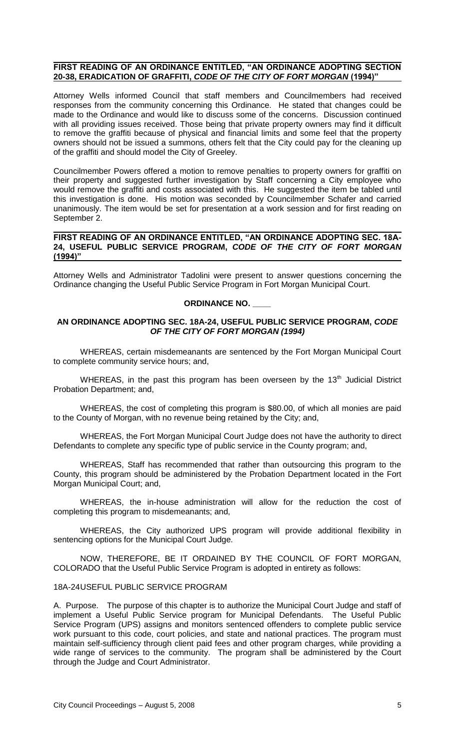**FIRST READING OF AN ORDINANCE ENTITLED, "AN ORDINANCE ADOPTING SECTION 20-38, ERADICATION OF GRAFFITI, *CODE OF THE CITY OF FORT MORGAN* (1994)"**

Attorney Wells informed Council that staff members and Councilmembers had received responses from the community concerning this Ordinance. He stated that changes could be made to the Ordinance and would like to discuss some of the concerns. Discussion continued with all providing issues received. Those being that private property owners may find it difficult to remove the graffiti because of physical and financial limits and some feel that the property owners should not be issued a summons, others felt that the City could pay for the cleaning up of the graffiti and should model the City of Greeley.

Councilmember Powers offered a motion to remove penalties to property owners for graffiti on their property and suggested further investigation by Staff concerning a City employee who would remove the graffiti and costs associated with this. He suggested the item be tabled until this investigation is done. His motion was seconded by Councilmember Schafer and carried unanimously. The item would be set for presentation at a work session and for first reading on September 2.

**FIRST READING OF AN ORDINANCE ENTITLED, "AN ORDINANCE ADOPTING SEC. 18A-24, USEFUL PUBLIC SERVICE PROGRAM, *CODE OF THE CITY OF FORT MORGAN* (1994)"**

Attorney Wells and Administrator Tadolini were present to answer questions concerning the Ordinance changing the Useful Public Service Program in Fort Morgan Municipal Court.

**ORDINANCE NO. \_\_\_\_**

**AN ORDINANCE ADOPTING SEC. 18A-24, USEFUL PUBLIC SERVICE PROGRAM, *CODE OF THE CITY OF FORT MORGAN (1994)***

WHEREAS, certain misdemeanants are sentenced by the Fort Morgan Municipal Court to complete community service hours; and,

WHEREAS, in the past this program has been overseen by the 13th Judicial District Probation Department; and,

WHEREAS, the cost of completing this program is $80.00, of which all monies are paid to the County of Morgan, with no revenue being retained by the City; and,

WHEREAS, the Fort Morgan Municipal Court Judge does not have the authority to direct Defendants to complete any specific type of public service in the County program; and,

WHEREAS, Staff has recommended that rather than outsourcing this program to the County, this program should be administered by the Probation Department located in the Fort Morgan Municipal Court; and,

WHEREAS, the in-house administration will allow for the reduction the cost of completing this program to misdemeanants; and,

WHEREAS, the City authorized UPS program will provide additional flexibility in sentencing options for the Municipal Court Judge.

NOW, THEREFORE, BE IT ORDAINED BY THE COUNCIL OF FORT MORGAN, COLORADO that the Useful Public Service Program is adopted in entirety as follows:

18A-24USEFUL PUBLIC SERVICE PROGRAM

A. Purpose. The purpose of this chapter is to authorize the Municipal Court Judge and staff of implement a Useful Public Service program for Municipal Defendants. The Useful Public Service Program (UPS) assigns and monitors sentenced offenders to complete public service work pursuant to this code, court policies, and state and national practices. The program must maintain self-sufficiency through client paid fees and other program charges, while providing a wide range of services to the community. The program shall be administered by the Court through the Judge and Court Administrator.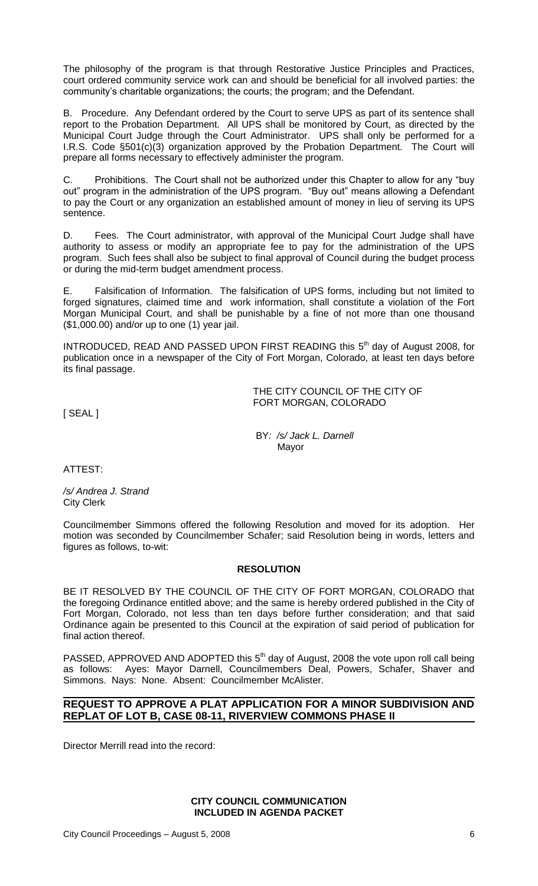The philosophy of the program is that through Restorative Justice Principles and Practices, court ordered community service work can and should be beneficial for all involved parties: the community's charitable organizations; the courts; the program; and the Defendant.

B. Procedure. Any Defendant ordered by the Court to serve UPS as part of its sentence shall report to the Probation Department. All UPS shall be monitored by Court, as directed by the Municipal Court Judge through the Court Administrator. UPS shall only be performed for a I.R.S. Code §501(c)(3) organization approved by the Probation Department. The Court will prepare all forms necessary to effectively administer the program.

C. Prohibitions. The Court shall not be authorized under this Chapter to allow for any "buy out" program in the administration of the UPS program. "Buy out" means allowing a Defendant to pay the Court or any organization an established amount of money in lieu of serving its UPS sentence.

D. Fees. The Court administrator, with approval of the Municipal Court Judge shall have authority to assess or modify an appropriate fee to pay for the administration of the UPS program. Such fees shall also be subject to final approval of Council during the budget process or during the mid-term budget amendment process.

E. Falsification of Information. The falsification of UPS forms, including but not limited to forged signatures, claimed time and work information, shall constitute a violation of the Fort Morgan Municipal Court, and shall be punishable by a fine of not more than one thousand ($1,000.00) and/or up to one (1) year jail.

INTRODUCED, READ AND PASSED UPON FIRST READING this 5th day of August 2008, for publication once in a newspaper of the City of Fort Morgan, Colorado, at least ten days before its final passage.

THE CITY COUNCIL OF THE CITY OF FORT MORGAN, COLORADO

[ SEAL ]

BY: */s/ Jack L. Darnell*
Mayor

ATTEST:

*/s/ Andrea J. Strand*
City Clerk

Councilmember Simmons offered the following Resolution and moved for its adoption. Her motion was seconded by Councilmember Schafer; said Resolution being in words, letters and figures as follows, to-wit:

**RESOLUTION**

BE IT RESOLVED BY THE COUNCIL OF THE CITY OF FORT MORGAN, COLORADO that the foregoing Ordinance entitled above; and the same is hereby ordered published in the City of Fort Morgan, Colorado, not less than ten days before further consideration; and that said Ordinance again be presented to this Council at the expiration of said period of publication for final action thereof.

PASSED, APPROVED AND ADOPTED this 5th day of August, 2008 the vote upon roll call being as follows: Ayes: Mayor Darnell, Councilmembers Deal, Powers, Schafer, Shaver and Simmons. Nays: None. Absent: Councilmember McAlister.

## REQUEST TO APPROVE A PLAT APPLICATION FOR A MINOR SUBDIVISION AND REPLAT OF LOT B, CASE 08-11, RIVERVIEW COMMONS PHASE II

Director Merrill read into the record:

**CITY COUNCIL COMMUNICATION**
**INCLUDED IN AGENDA PACKET**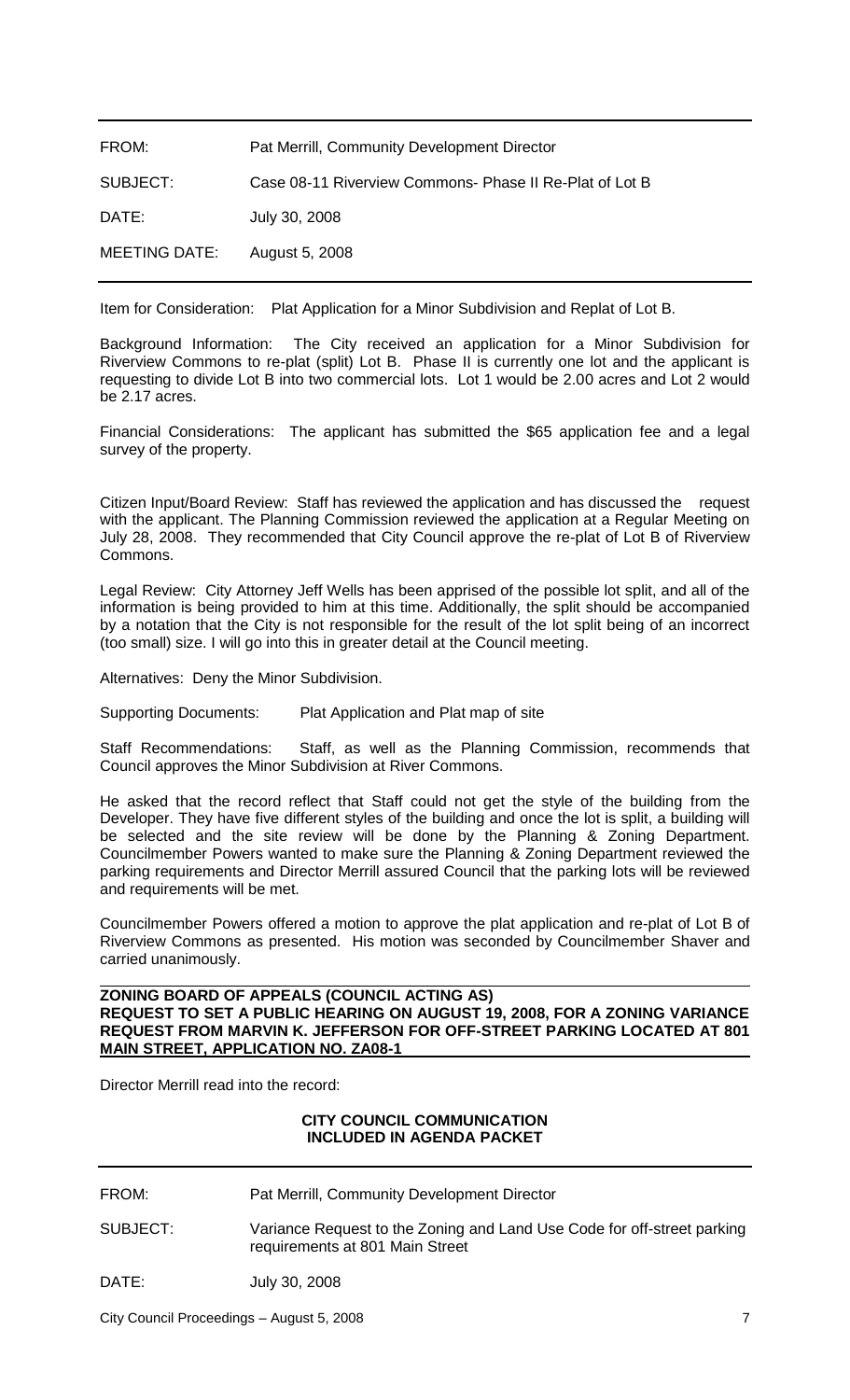| | |
|---|---|
| FROM: | Pat Merrill, Community Development Director |
| SUBJECT: | Case 08-11 Riverview Commons- Phase II Re-Plat of Lot B |
| DATE: | July 30, 2008 |
| MEETING DATE: | August 5, 2008 |

Item for Consideration: Plat Application for a Minor Subdivision and Replat of Lot B.

Background Information: The City received an application for a Minor Subdivision for Riverview Commons to re-plat (split) Lot B. Phase II is currently one lot and the applicant is requesting to divide Lot B into two commercial lots. Lot 1 would be 2.00 acres and Lot 2 would be 2.17 acres.

Financial Considerations: The applicant has submitted the $65 application fee and a legal survey of the property.

Citizen Input/Board Review: Staff has reviewed the application and has discussed the request with the applicant. The Planning Commission reviewed the application at a Regular Meeting on July 28, 2008. They recommended that City Council approve the re-plat of Lot B of Riverview Commons.

Legal Review: City Attorney Jeff Wells has been apprised of the possible lot split, and all of the information is being provided to him at this time. Additionally, the split should be accompanied by a notation that the City is not responsible for the result of the lot split being of an incorrect (too small) size. I will go into this in greater detail at the Council meeting.

Alternatives: Deny the Minor Subdivision.

Supporting Documents: Plat Application and Plat map of site

Staff Recommendations: Staff, as well as the Planning Commission, recommends that Council approves the Minor Subdivision at River Commons.

He asked that the record reflect that Staff could not get the style of the building from the Developer. They have five different styles of the building and once the lot is split, a building will be selected and the site review will be done by the Planning & Zoning Department. Councilmember Powers wanted to make sure the Planning & Zoning Department reviewed the parking requirements and Director Merrill assured Council that the parking lots will be reviewed and requirements will be met.

Councilmember Powers offered a motion to approve the plat application and re-plat of Lot B of Riverview Commons as presented. His motion was seconded by Councilmember Shaver and carried unanimously.

**ZONING BOARD OF APPEALS (COUNCIL ACTING AS) REQUEST TO SET A PUBLIC HEARING ON AUGUST 19, 2008, FOR A ZONING VARIANCE REQUEST FROM MARVIN K. JEFFERSON FOR OFF-STREET PARKING LOCATED AT 801 MAIN STREET, APPLICATION NO. ZA08-1**

Director Merrill read into the record:

**CITY COUNCIL COMMUNICATION**
**INCLUDED IN AGENDA PACKET**

| | |
|---|---|
| FROM: | Pat Merrill, Community Development Director |
| SUBJECT: | Variance Request to the Zoning and Land Use Code for off-street parking requirements at 801 Main Street |
| DATE: | July 30, 2008 |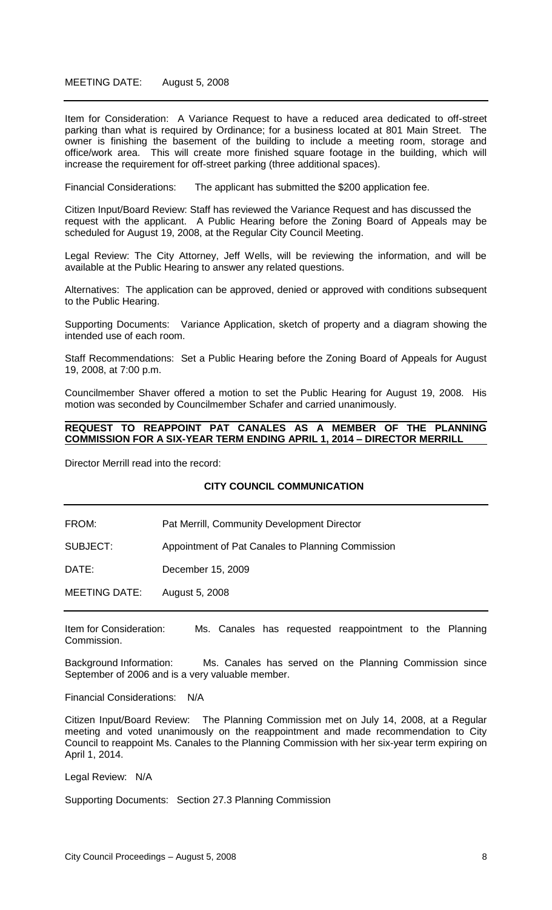MEETING DATE: August 5, 2008

---

Item for Consideration: A Variance Request to have a reduced area dedicated to off-street parking than what is required by Ordinance; for a business located at 801 Main Street. The owner is finishing the basement of the building to include a meeting room, storage and office/work area. This will create more finished square footage in the building, which will increase the requirement for off-street parking (three additional spaces).

Financial Considerations: The applicant has submitted the $200 application fee.

Citizen Input/Board Review: Staff has reviewed the Variance Request and has discussed the request with the applicant. A Public Hearing before the Zoning Board of Appeals may be scheduled for August 19, 2008, at the Regular City Council Meeting.

Legal Review: The City Attorney, Jeff Wells, will be reviewing the information, and will be available at the Public Hearing to answer any related questions.

Alternatives: The application can be approved, denied or approved with conditions subsequent to the Public Hearing.

Supporting Documents: Variance Application, sketch of property and a diagram showing the intended use of each room.

Staff Recommendations: Set a Public Hearing before the Zoning Board of Appeals for August 19, 2008, at 7:00 p.m.

Councilmember Shaver offered a motion to set the Public Hearing for August 19, 2008. His motion was seconded by Councilmember Schafer and carried unanimously.

**REQUEST TO REAPPOINT PAT CANALES AS A MEMBER OF THE PLANNING COMMISSION FOR A SIX-YEAR TERM ENDING APRIL 1, 2014 – DIRECTOR MERRILL**

Director Merrill read into the record:

**CITY COUNCIL COMMUNICATION**

---

FROM: Pat Merrill, Community Development Director

SUBJECT: Appointment of Pat Canales to Planning Commission

DATE: December 15, 2009

MEETING DATE: August 5, 2008

---

Item for Consideration: Ms. Canales has requested reappointment to the Planning Commission.

Background Information: Ms. Canales has served on the Planning Commission since September of 2006 and is a very valuable member.

Financial Considerations: N/A

Citizen Input/Board Review: The Planning Commission met on July 14, 2008, at a Regular meeting and voted unanimously on the reappointment and made recommendation to City Council to reappoint Ms. Canales to the Planning Commission with her six-year term expiring on April 1, 2014.

Legal Review: N/A

Supporting Documents: Section 27.3 Planning Commission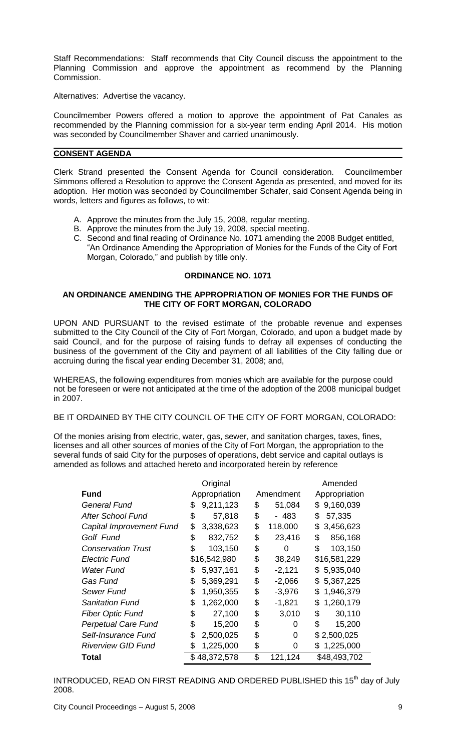Staff Recommendations: Staff recommends that City Council discuss the appointment to the Planning Commission and approve the appointment as recommend by the Planning Commission.

Alternatives: Advertise the vacancy.

Councilmember Powers offered a motion to approve the appointment of Pat Canales as recommended by the Planning commission for a six-year term ending April 2014. His motion was seconded by Councilmember Shaver and carried unanimously.

## CONSENT AGENDA

Clerk Strand presented the Consent Agenda for Council consideration. Councilmember Simmons offered a Resolution to approve the Consent Agenda as presented, and moved for its adoption. Her motion was seconded by Councilmember Schafer, said Consent Agenda being in words, letters and figures as follows, to wit:

A. Approve the minutes from the July 15, 2008, regular meeting.
B. Approve the minutes from the July 19, 2008, special meeting.
C. Second and final reading of Ordinance No. 1071 amending the 2008 Budget entitled, "An Ordinance Amending the Appropriation of Monies for the Funds of the City of Fort Morgan, Colorado," and publish by title only.

### ORDINANCE NO. 1071

### AN ORDINANCE AMENDING THE APPROPRIATION OF MONIES FOR THE FUNDS OF THE CITY OF FORT MORGAN, COLORADO

UPON AND PURSUANT to the revised estimate of the probable revenue and expenses submitted to the City Council of the City of Fort Morgan, Colorado, and upon a budget made by said Council, and for the purpose of raising funds to defray all expenses of conducting the business of the government of the City and payment of all liabilities of the City falling due or accruing during the fiscal year ending December 31, 2008; and,

WHEREAS, the following expenditures from monies which are available for the purpose could not be foreseen or were not anticipated at the time of the adoption of the 2008 municipal budget in 2007.

BE IT ORDAINED BY THE CITY COUNCIL OF THE CITY OF FORT MORGAN, COLORADO:

Of the monies arising from electric, water, gas, sewer, and sanitation charges, taxes, fines, licenses and all other sources of monies of the City of Fort Morgan, the appropriation to the several funds of said City for the purposes of operations, debt service and capital outlays is amended as follows and attached hereto and incorporated herein by reference

| Fund | Original Appropriation | Amendment | Amended Appropriation |
|---|---|---|---|
| *General Fund* | $ 9,211,123 | $ 51,084 | $ 9,160,039 |
| *After School Fund* | $ 57,818 | $ - 483 | $ 57,335 |
| *Capital Improvement Fund* | $ 3,338,623 | $ 118,000 | $ 3,456,623 |
| *Golf Fund* | $ 832,752 | $ 23,416 | $ 856,168 |
| *Conservation Trust* | $ 103,150 | $ 0 | $ 103,150 |
| *Electric Fund* | $16,542,980 | $ 38,249 | $16,581,229 |
| *Water Fund* | $ 5,937,161 | $ -2,121 | $ 5,935,040 |
| *Gas Fund* | $ 5,369,291 | $ -2,066 | $ 5,367,225 |
| *Sewer Fund* | $ 1,950,355 | $ -3,976 | $ 1,946,379 |
| *Sanitation Fund* | $ 1,262,000 | $ -1,821 | $ 1,260,179 |
| *Fiber Optic Fund* | $ 27,100 | $ 3,010 | $ 30,110 |
| *Perpetual Care Fund* | $ 15,200 | $ 0 | $ 15,200 |
| *Self-Insurance Fund* | $ 2,500,025 | $ 0 | $ 2,500,025 |
| *Riverview GID Fund* | $ 1,225,000 | $ 0 | $ 1,225,000 |
| **Total** | $ 48,372,578 | $ 121,124 | $48,493,702 |

INTRODUCED, READ ON FIRST READING AND ORDERED PUBLISHED this 15th day of July 2008.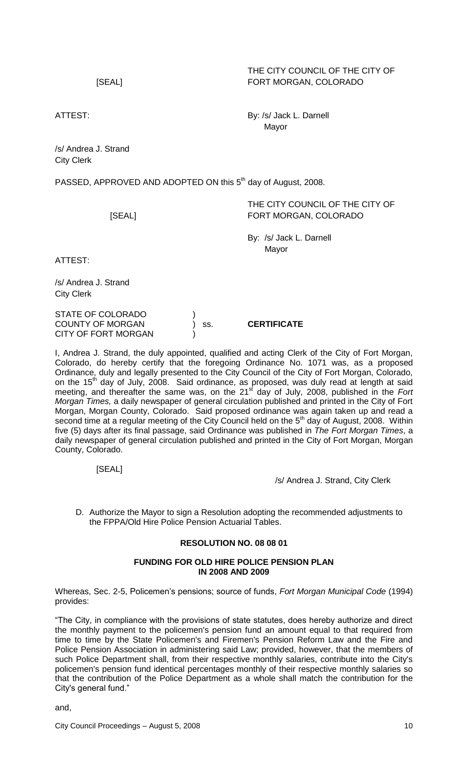[SEAL]

THE CITY COUNCIL OF THE CITY OF FORT MORGAN, COLORADO

ATTEST:

By: /s/ Jack L. Darnell
Mayor

/s/ Andrea J. Strand
City Clerk

PASSED, APPROVED AND ADOPTED ON this 5th day of August, 2008.

[SEAL]

THE CITY COUNCIL OF THE CITY OF FORT MORGAN, COLORADO

By: /s/ Jack L. Darnell
Mayor

ATTEST:

/s/ Andrea J. Strand
City Clerk

STATE OF COLORADO )
COUNTY OF MORGAN ) ss. **CERTIFICATE**
CITY OF FORT MORGAN )

I, Andrea J. Strand, the duly appointed, qualified and acting Clerk of the City of Fort Morgan, Colorado, do hereby certify that the foregoing Ordinance No. 1071 was, as a proposed Ordinance, duly and legally presented to the City Council of the City of Fort Morgan, Colorado, on the 15th day of July, 2008. Said ordinance, as proposed, was duly read at length at said meeting, and thereafter the same was, on the 21st day of July, 2008, published in the *Fort Morgan Times,* a daily newspaper of general circulation published and printed in the City of Fort Morgan, Morgan County, Colorado. Said proposed ordinance was again taken up and read a second time at a regular meeting of the City Council held on the 5th day of August, 2008. Within five (5) days after its final passage, said Ordinance was published in *The Fort Morgan Times*, a daily newspaper of general circulation published and printed in the City of Fort Morgan, Morgan County, Colorado.

[SEAL]

/s/ Andrea J. Strand, City Clerk

D. Authorize the Mayor to sign a Resolution adopting the recommended adjustments to the FPPA/Old Hire Police Pension Actuarial Tables.

**RESOLUTION NO. 08 08 01**

**FUNDING FOR OLD HIRE POLICE PENSION PLAN IN 2008 AND 2009**

Whereas, Sec. 2-5, Policemen's pensions; source of funds, *Fort Morgan Municipal Code* (1994) provides:

"The City, in compliance with the provisions of state statutes, does hereby authorize and direct the monthly payment to the policemen's pension fund an amount equal to that required from time to time by the State Policemen's and Firemen's Pension Reform Law and the Fire and Police Pension Association in administering said Law; provided, however, that the members of such Police Department shall, from their respective monthly salaries, contribute into the City's policemen's pension fund identical percentages monthly of their respective monthly salaries so that the contribution of the Police Department as a whole shall match the contribution for the City's general fund."

and,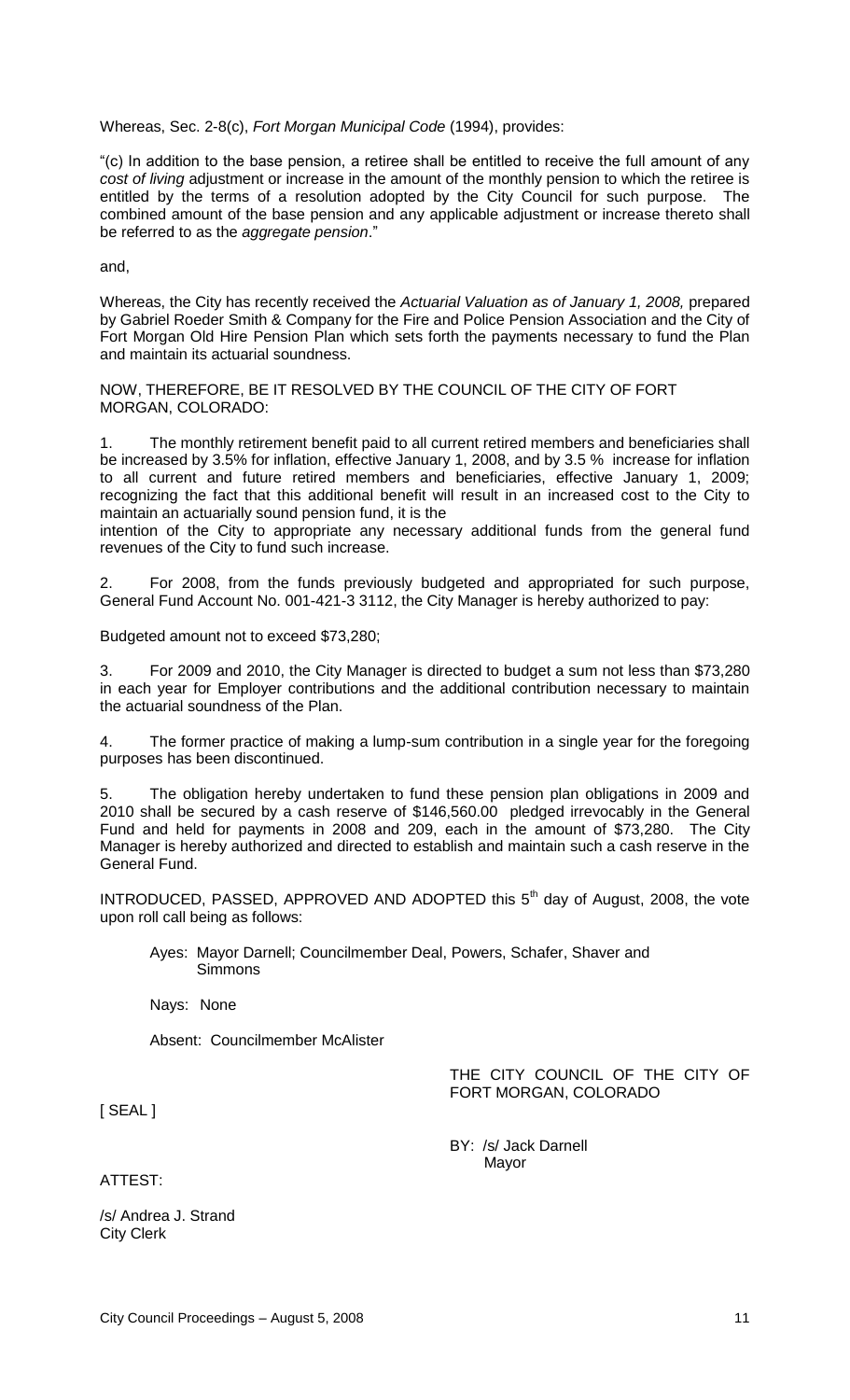Whereas, Sec. 2-8(c), *Fort Morgan Municipal Code* (1994), provides:

"(c) In addition to the base pension, a retiree shall be entitled to receive the full amount of any *cost of living* adjustment or increase in the amount of the monthly pension to which the retiree is entitled by the terms of a resolution adopted by the City Council for such purpose. The combined amount of the base pension and any applicable adjustment or increase thereto shall be referred to as the *aggregate pension*."

and,

Whereas, the City has recently received the *Actuarial Valuation as of January 1, 2008,* prepared by Gabriel Roeder Smith & Company for the Fire and Police Pension Association and the City of Fort Morgan Old Hire Pension Plan which sets forth the payments necessary to fund the Plan and maintain its actuarial soundness.

NOW, THEREFORE, BE IT RESOLVED BY THE COUNCIL OF THE CITY OF FORT MORGAN, COLORADO:

1. The monthly retirement benefit paid to all current retired members and beneficiaries shall be increased by 3.5% for inflation, effective January 1, 2008, and by 3.5 % increase for inflation to all current and future retired members and beneficiaries, effective January 1, 2009; recognizing the fact that this additional benefit will result in an increased cost to the City to maintain an actuarially sound pension fund, it is the intention of the City to appropriate any necessary additional funds from the general fund revenues of the City to fund such increase.

2. For 2008, from the funds previously budgeted and appropriated for such purpose, General Fund Account No. 001-421-3 3112, the City Manager is hereby authorized to pay:

Budgeted amount not to exceed $73,280;

3. For 2009 and 2010, the City Manager is directed to budget a sum not less than $73,280 in each year for Employer contributions and the additional contribution necessary to maintain the actuarial soundness of the Plan.

4. The former practice of making a lump-sum contribution in a single year for the foregoing purposes has been discontinued.

5. The obligation hereby undertaken to fund these pension plan obligations in 2009 and 2010 shall be secured by a cash reserve of $146,560.00 pledged irrevocably in the General Fund and held for payments in 2008 and 209, each in the amount of $73,280. The City Manager is hereby authorized and directed to establish and maintain such a cash reserve in the General Fund.

INTRODUCED, PASSED, APPROVED AND ADOPTED this 5th day of August, 2008, the vote upon roll call being as follows:

Ayes: Mayor Darnell; Councilmember Deal, Powers, Schafer, Shaver and Simmons

Nays: None

Absent: Councilmember McAlister

THE CITY COUNCIL OF THE CITY OF FORT MORGAN, COLORADO

[ SEAL ]

BY: /s/ Jack Darnell
Mayor

ATTEST:

/s/ Andrea J. Strand
City Clerk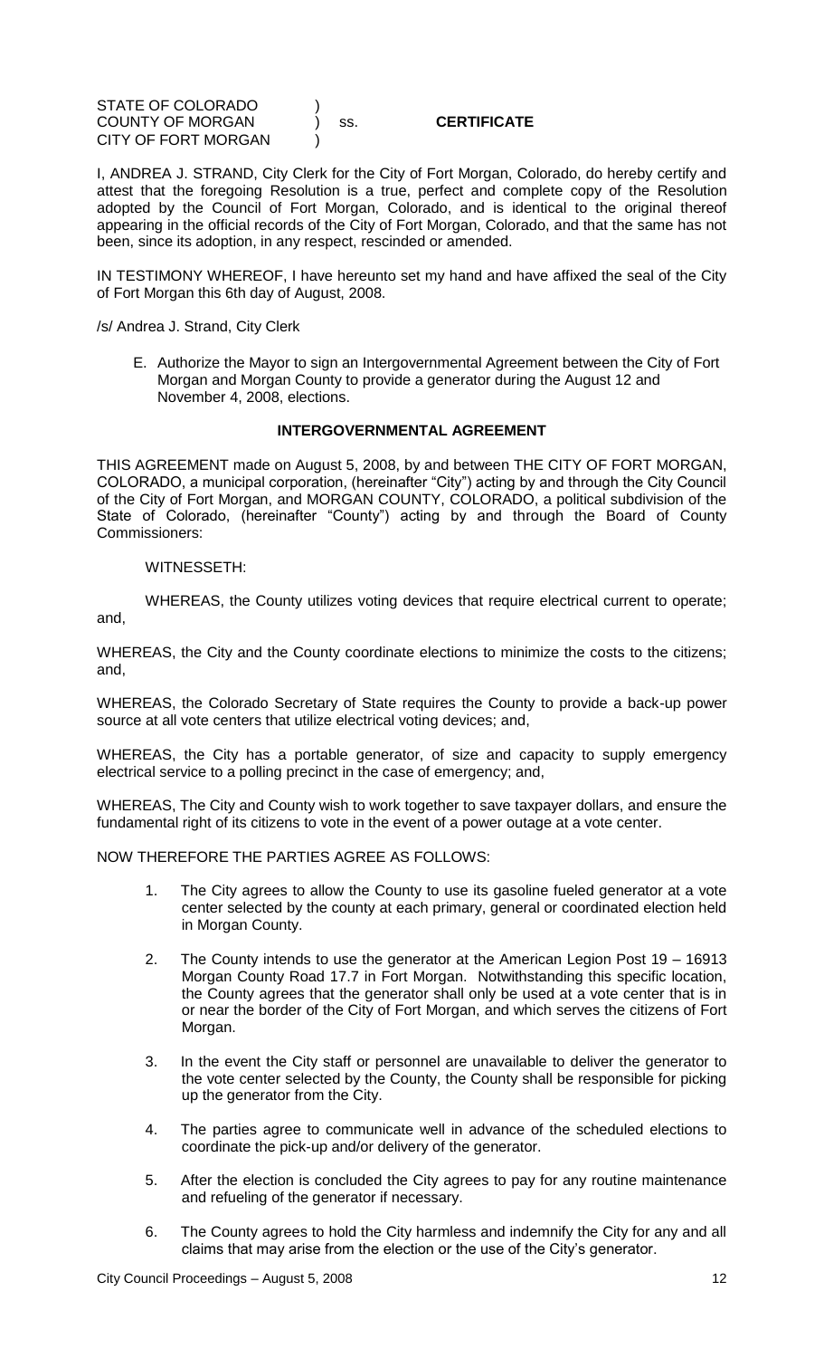STATE OF COLORADO )
COUNTY OF MORGAN ) ss. **CERTIFICATE**
CITY OF FORT MORGAN )

I, ANDREA J. STRAND, City Clerk for the City of Fort Morgan, Colorado, do hereby certify and attest that the foregoing Resolution is a true, perfect and complete copy of the Resolution adopted by the Council of Fort Morgan, Colorado, and is identical to the original thereof appearing in the official records of the City of Fort Morgan, Colorado, and that the same has not been, since its adoption, in any respect, rescinded or amended.

IN TESTIMONY WHEREOF, I have hereunto set my hand and have affixed the seal of the City of Fort Morgan this 6th day of August, 2008.

/s/ Andrea J. Strand, City Clerk

E. Authorize the Mayor to sign an Intergovernmental Agreement between the City of Fort Morgan and Morgan County to provide a generator during the August 12 and November 4, 2008, elections.

**INTERGOVERNMENTAL AGREEMENT**

THIS AGREEMENT made on August 5, 2008, by and between THE CITY OF FORT MORGAN, COLORADO, a municipal corporation, (hereinafter "City") acting by and through the City Council of the City of Fort Morgan, and MORGAN COUNTY, COLORADO, a political subdivision of the State of Colorado, (hereinafter "County") acting by and through the Board of County Commissioners:

WITNESSETH:

WHEREAS, the County utilizes voting devices that require electrical current to operate; and,

WHEREAS, the City and the County coordinate elections to minimize the costs to the citizens; and,

WHEREAS, the Colorado Secretary of State requires the County to provide a back-up power source at all vote centers that utilize electrical voting devices; and,

WHEREAS, the City has a portable generator, of size and capacity to supply emergency electrical service to a polling precinct in the case of emergency; and,

WHEREAS, The City and County wish to work together to save taxpayer dollars, and ensure the fundamental right of its citizens to vote in the event of a power outage at a vote center.

NOW THEREFORE THE PARTIES AGREE AS FOLLOWS:

1. The City agrees to allow the County to use its gasoline fueled generator at a vote center selected by the county at each primary, general or coordinated election held in Morgan County.
2. The County intends to use the generator at the American Legion Post 19 – 16913 Morgan County Road 17.7 in Fort Morgan. Notwithstanding this specific location, the County agrees that the generator shall only be used at a vote center that is in or near the border of the City of Fort Morgan, and which serves the citizens of Fort Morgan.
3. In the event the City staff or personnel are unavailable to deliver the generator to the vote center selected by the County, the County shall be responsible for picking up the generator from the City.
4. The parties agree to communicate well in advance of the scheduled elections to coordinate the pick-up and/or delivery of the generator.
5. After the election is concluded the City agrees to pay for any routine maintenance and refueling of the generator if necessary.
6. The County agrees to hold the City harmless and indemnify the City for any and all claims that may arise from the election or the use of the City's generator.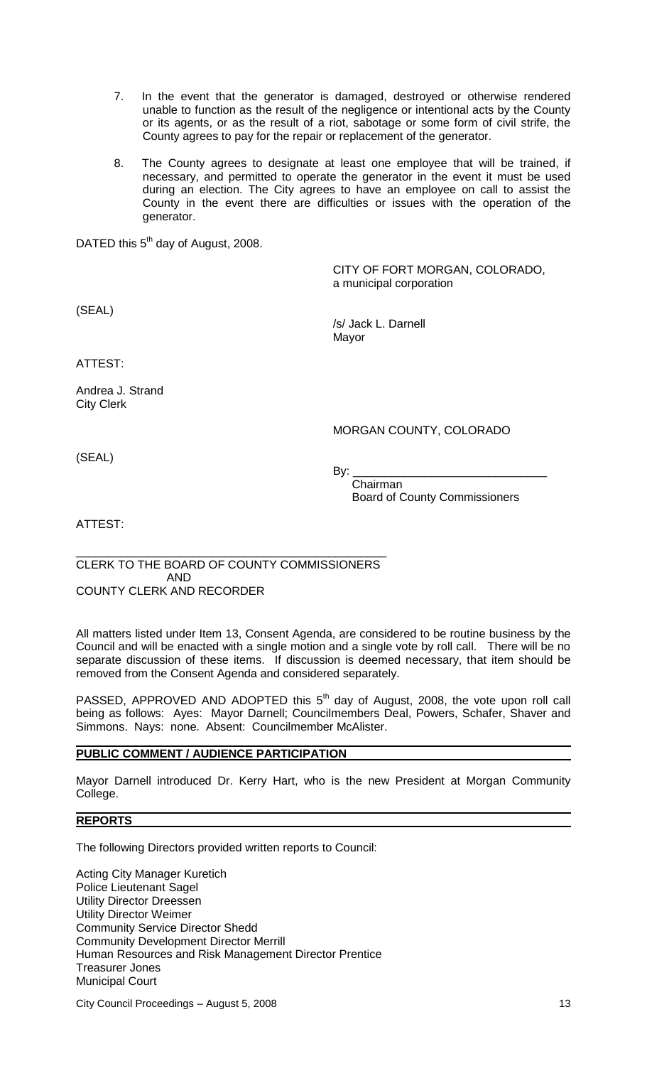7. In the event that the generator is damaged, destroyed or otherwise rendered unable to function as the result of the negligence or intentional acts by the County or its agents, or as the result of a riot, sabotage or some form of civil strife, the County agrees to pay for the repair or replacement of the generator.

8. The County agrees to designate at least one employee that will be trained, if necessary, and permitted to operate the generator in the event it must be used during an election. The City agrees to have an employee on call to assist the County in the event there are difficulties or issues with the operation of the generator.

DATED this 5th day of August, 2008.

CITY OF FORT MORGAN, COLORADO,
a municipal corporation

(SEAL)

/s/ Jack L. Darnell
Mayor

ATTEST:

Andrea J. Strand
City Clerk

MORGAN COUNTY, COLORADO

(SEAL)

By: ______________________________
Chairman
Board of County Commissioners

ATTEST:

_______________________________________________
CLERK TO THE BOARD OF COUNTY COMMISSIONERS
AND
COUNTY CLERK AND RECORDER

All matters listed under Item 13, Consent Agenda, are considered to be routine business by the Council and will be enacted with a single motion and a single vote by roll call. There will be no separate discussion of these items. If discussion is deemed necessary, that item should be removed from the Consent Agenda and considered separately.

PASSED, APPROVED AND ADOPTED this 5th day of August, 2008, the vote upon roll call being as follows: Ayes: Mayor Darnell; Councilmembers Deal, Powers, Schafer, Shaver and Simmons. Nays: none. Absent: Councilmember McAlister.

## PUBLIC COMMENT / AUDIENCE PARTICIPATION

Mayor Darnell introduced Dr. Kerry Hart, who is the new President at Morgan Community College.

## REPORTS

The following Directors provided written reports to Council:

Acting City Manager Kuretich
Police Lieutenant Sagel
Utility Director Dreessen
Utility Director Weimer
Community Service Director Shedd
Community Development Director Merrill
Human Resources and Risk Management Director Prentice
Treasurer Jones
Municipal Court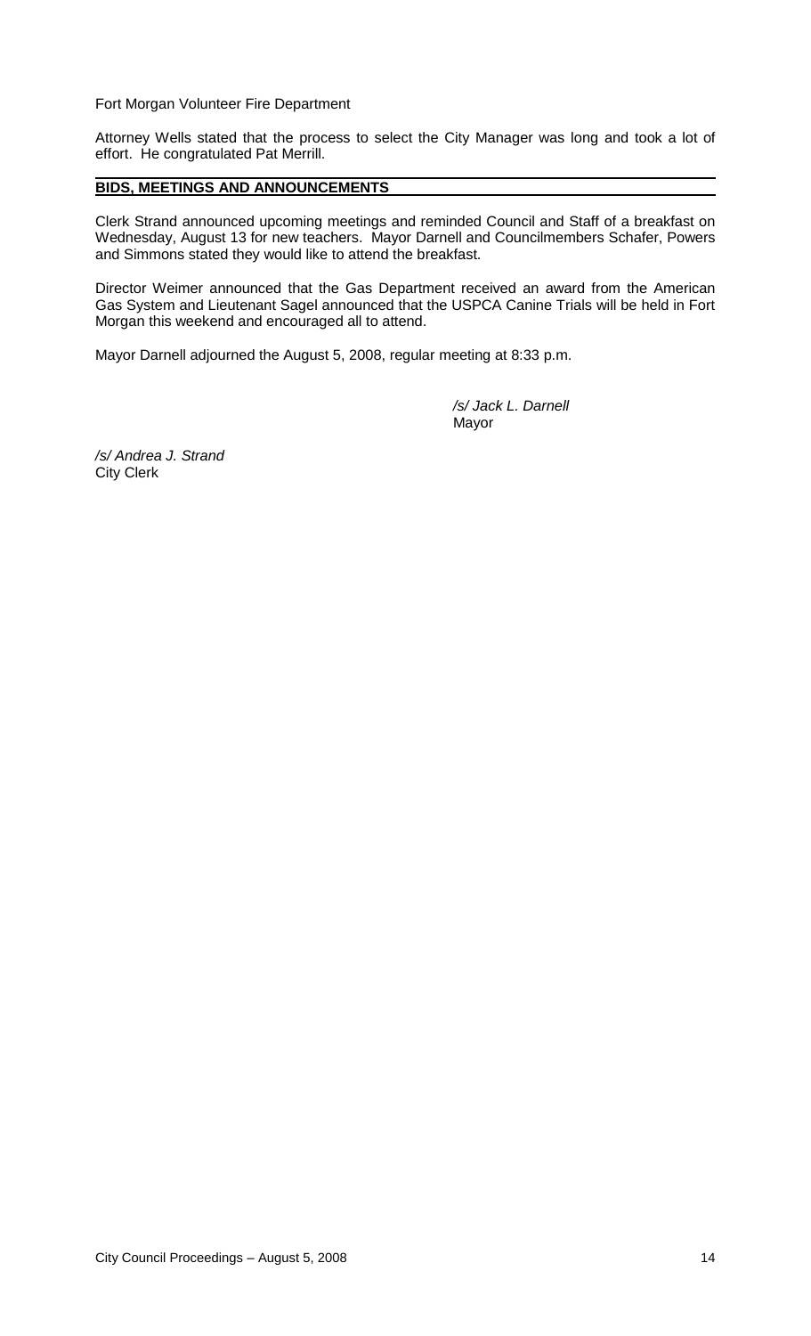Fort Morgan Volunteer Fire Department

Attorney Wells stated that the process to select the City Manager was long and took a lot of effort. He congratulated Pat Merrill.

## BIDS, MEETINGS AND ANNOUNCEMENTS

Clerk Strand announced upcoming meetings and reminded Council and Staff of a breakfast on Wednesday, August 13 for new teachers. Mayor Darnell and Councilmembers Schafer, Powers and Simmons stated they would like to attend the breakfast.

Director Weimer announced that the Gas Department received an award from the American Gas System and Lieutenant Sagel announced that the USPCA Canine Trials will be held in Fort Morgan this weekend and encouraged all to attend.

Mayor Darnell adjourned the August 5, 2008, regular meeting at 8:33 p.m.

*/s/ Jack L. Darnell*
Mayor

*/s/ Andrea J. Strand*
City Clerk